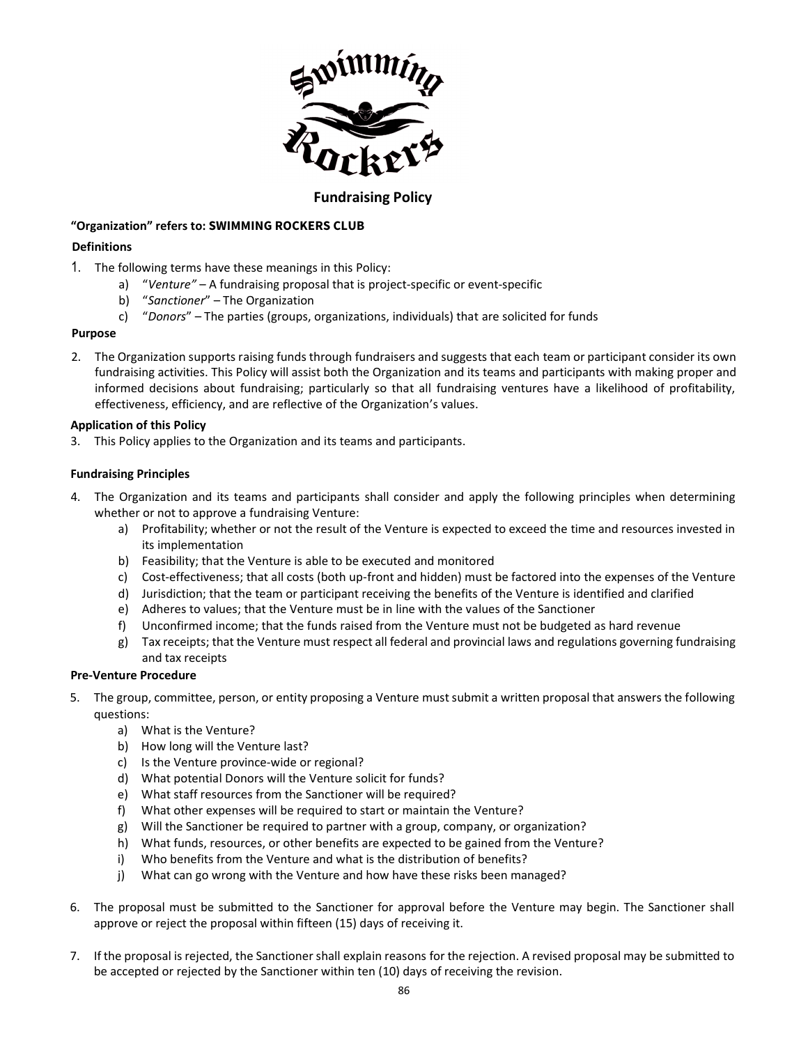## Fundraising Policy

**"Organization" refers to: SWIMMING ROCKERS CLUB**

**Definitions**

1. The following terms have these meanings in this Policy:
   a) "*Venture"* – A fundraising proposal that is project-specific or event-specific
   b) "*Sanctioner*" – The Organization
   c) "*Donors*" – The parties (groups, organizations, individuals) that are solicited for funds

**Purpose**

2. The Organization supports raising funds through fundraisers and suggests that each team or participant consider its own fundraising activities. This Policy will assist both the Organization and its teams and participants with making proper and informed decisions about fundraising; particularly so that all fundraising ventures have a likelihood of profitability, effectiveness, efficiency, and are reflective of the Organization's values.

**Application of this Policy**

3. This Policy applies to the Organization and its teams and participants.

**Fundraising Principles**

4. The Organization and its teams and participants shall consider and apply the following principles when determining whether or not to approve a fundraising Venture:
   a) Profitability; whether or not the result of the Venture is expected to exceed the time and resources invested in its implementation
   b) Feasibility; that the Venture is able to be executed and monitored
   c) Cost-effectiveness; that all costs (both up-front and hidden) must be factored into the expenses of the Venture
   d) Jurisdiction; that the team or participant receiving the benefits of the Venture is identified and clarified
   e) Adheres to values; that the Venture must be in line with the values of the Sanctioner
   f) Unconfirmed income; that the funds raised from the Venture must not be budgeted as hard revenue
   g) Tax receipts; that the Venture must respect all federal and provincial laws and regulations governing fundraising and tax receipts

**Pre-Venture Procedure**

5. The group, committee, person, or entity proposing a Venture must submit a written proposal that answers the following questions:
   a) What is the Venture?
   b) How long will the Venture last?
   c) Is the Venture province-wide or regional?
   d) What potential Donors will the Venture solicit for funds?
   e) What staff resources from the Sanctioner will be required?
   f) What other expenses will be required to start or maintain the Venture?
   g) Will the Sanctioner be required to partner with a group, company, or organization?
   h) What funds, resources, or other benefits are expected to be gained from the Venture?
   i) Who benefits from the Venture and what is the distribution of benefits?
   j) What can go wrong with the Venture and how have these risks been managed?

6. The proposal must be submitted to the Sanctioner for approval before the Venture may begin. The Sanctioner shall approve or reject the proposal within fifteen (15) days of receiving it.

7. If the proposal is rejected, the Sanctioner shall explain reasons for the rejection. A revised proposal may be submitted to be accepted or rejected by the Sanctioner within ten (10) days of receiving the revision.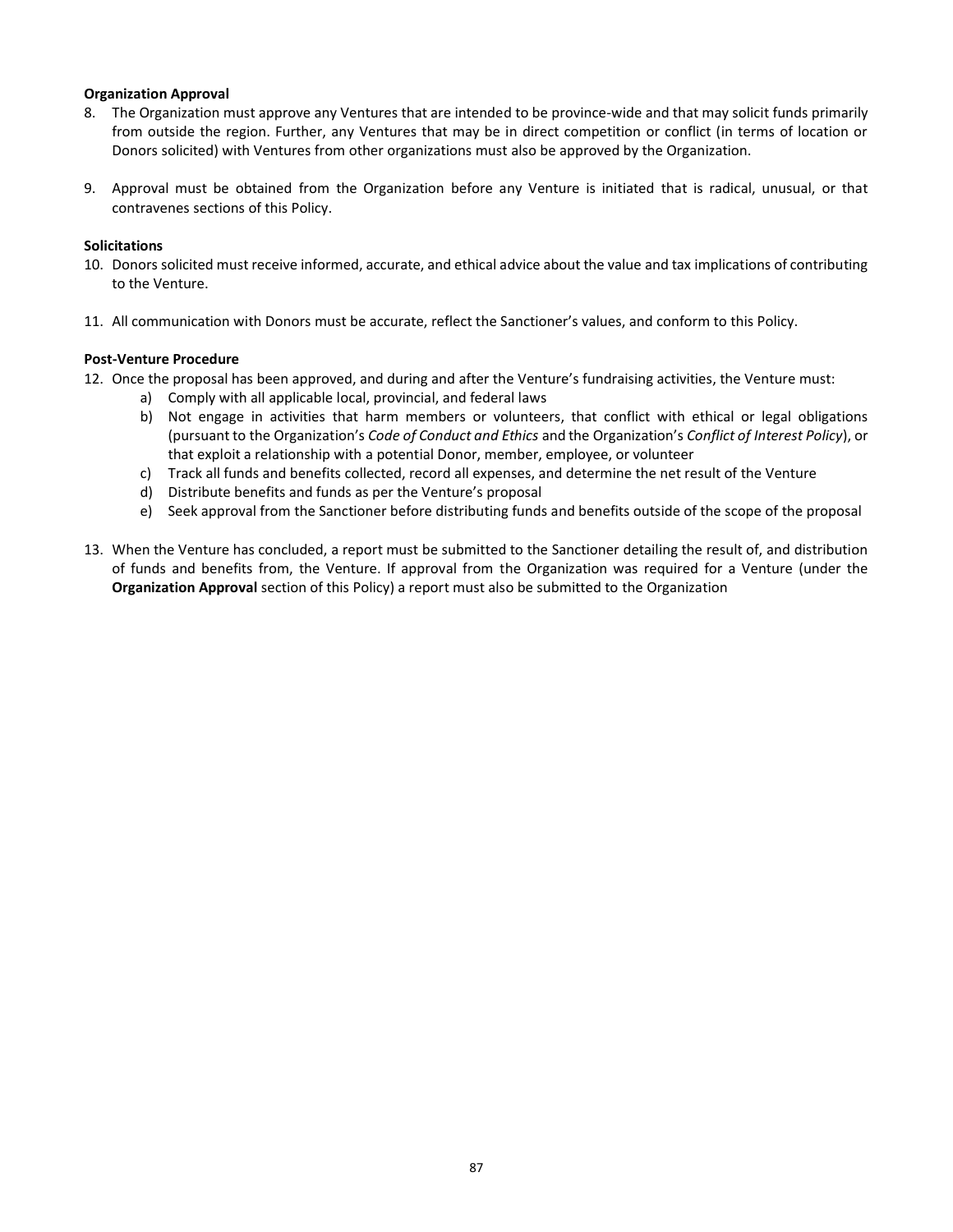**Organization Approval**

8. The Organization must approve any Ventures that are intended to be province-wide and that may solicit funds primarily from outside the region. Further, any Ventures that may be in direct competition or conflict (in terms of location or Donors solicited) with Ventures from other organizations must also be approved by the Organization.

9. Approval must be obtained from the Organization before any Venture is initiated that is radical, unusual, or that contravenes sections of this Policy.

**Solicitations**

10. Donors solicited must receive informed, accurate, and ethical advice about the value and tax implications of contributing to the Venture.

11. All communication with Donors must be accurate, reflect the Sanctioner's values, and conform to this Policy.

**Post-Venture Procedure**

12. Once the proposal has been approved, and during and after the Venture's fundraising activities, the Venture must:
    a) Comply with all applicable local, provincial, and federal laws
    b) Not engage in activities that harm members or volunteers, that conflict with ethical or legal obligations (pursuant to the Organization's *Code of Conduct and Ethics* and the Organization's *Conflict of Interest Policy*), or that exploit a relationship with a potential Donor, member, employee, or volunteer
    c) Track all funds and benefits collected, record all expenses, and determine the net result of the Venture
    d) Distribute benefits and funds as per the Venture's proposal
    e) Seek approval from the Sanctioner before distributing funds and benefits outside of the scope of the proposal

13. When the Venture has concluded, a report must be submitted to the Sanctioner detailing the result of, and distribution of funds and benefits from, the Venture. If approval from the Organization was required for a Venture (under the **Organization Approval** section of this Policy) a report must also be submitted to the Organization